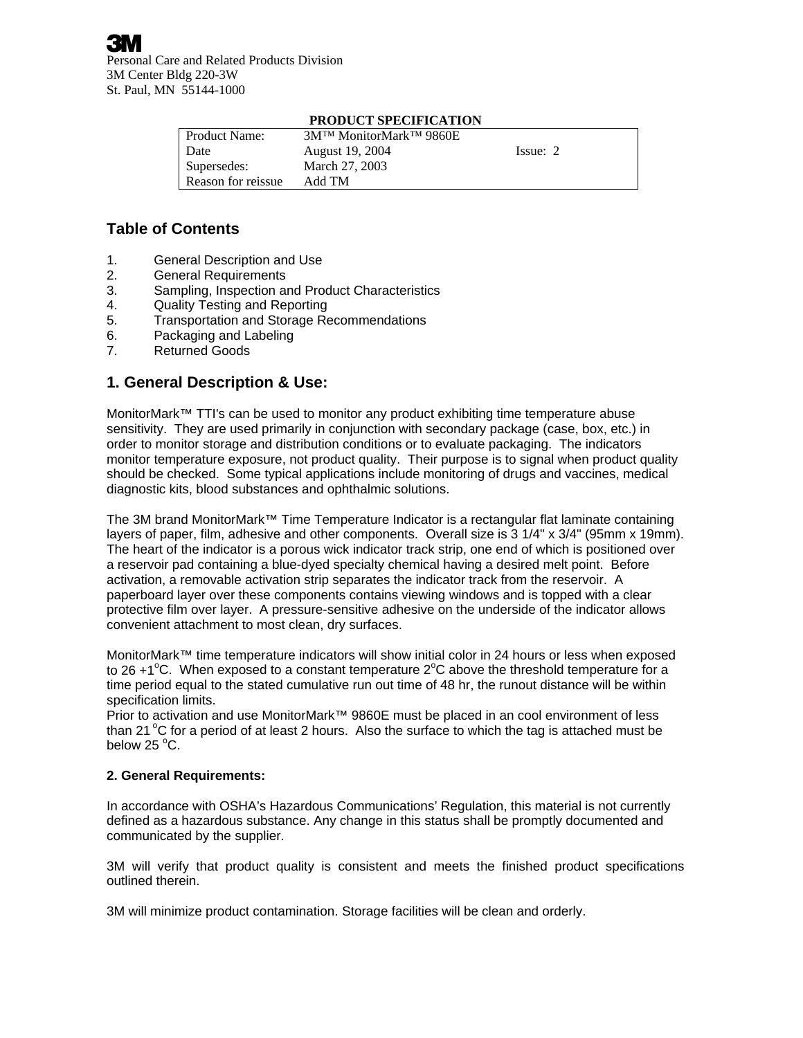3M

Personal Care and Related Products Division
3M Center Bldg 220-3W
St. Paul, MN 55144-1000

**PRODUCT SPECIFICATION**

| | | |
|---|---|---|
| Product Name: | 3M™ MonitorMark™ 9860E | |
| Date | August 19, 2004 | Issue: 2 |
| Supersedes: | March 27, 2003 | |
| Reason for reissue | Add TM | |

## Table of Contents

1. General Description and Use
2. General Requirements
3. Sampling, Inspection and Product Characteristics
4. Quality Testing and Reporting
5. Transportation and Storage Recommendations
6. Packaging and Labeling
7. Returned Goods

## 1. General Description & Use:

MonitorMark™ TTI's can be used to monitor any product exhibiting time temperature abuse sensitivity. They are used primarily in conjunction with secondary package (case, box, etc.) in order to monitor storage and distribution conditions or to evaluate packaging. The indicators monitor temperature exposure, not product quality. Their purpose is to signal when product quality should be checked. Some typical applications include monitoring of drugs and vaccines, medical diagnostic kits, blood substances and ophthalmic solutions.

The 3M brand MonitorMark™ Time Temperature Indicator is a rectangular flat laminate containing layers of paper, film, adhesive and other components. Overall size is 3 1/4" x 3/4" (95mm x 19mm). The heart of the indicator is a porous wick indicator track strip, one end of which is positioned over a reservoir pad containing a blue-dyed specialty chemical having a desired melt point. Before activation, a removable activation strip separates the indicator track from the reservoir. A paperboard layer over these components contains viewing windows and is topped with a clear protective film over layer. A pressure-sensitive adhesive on the underside of the indicator allows convenient attachment to most clean, dry surfaces.

MonitorMark™ time temperature indicators will show initial color in 24 hours or less when exposed to 26 +1°C. When exposed to a constant temperature 2°C above the threshold temperature for a time period equal to the stated cumulative run out time of 48 hr, the runout distance will be within specification limits.
Prior to activation and use MonitorMark™ 9860E must be placed in an cool environment of less than 21 °C for a period of at least 2 hours. Also the surface to which the tag is attached must be below 25 °C.

### 2. General Requirements:

In accordance with OSHA's Hazardous Communications' Regulation, this material is not currently defined as a hazardous substance. Any change in this status shall be promptly documented and communicated by the supplier.

3M will verify that product quality is consistent and meets the finished product specifications outlined therein.

3M will minimize product contamination. Storage facilities will be clean and orderly.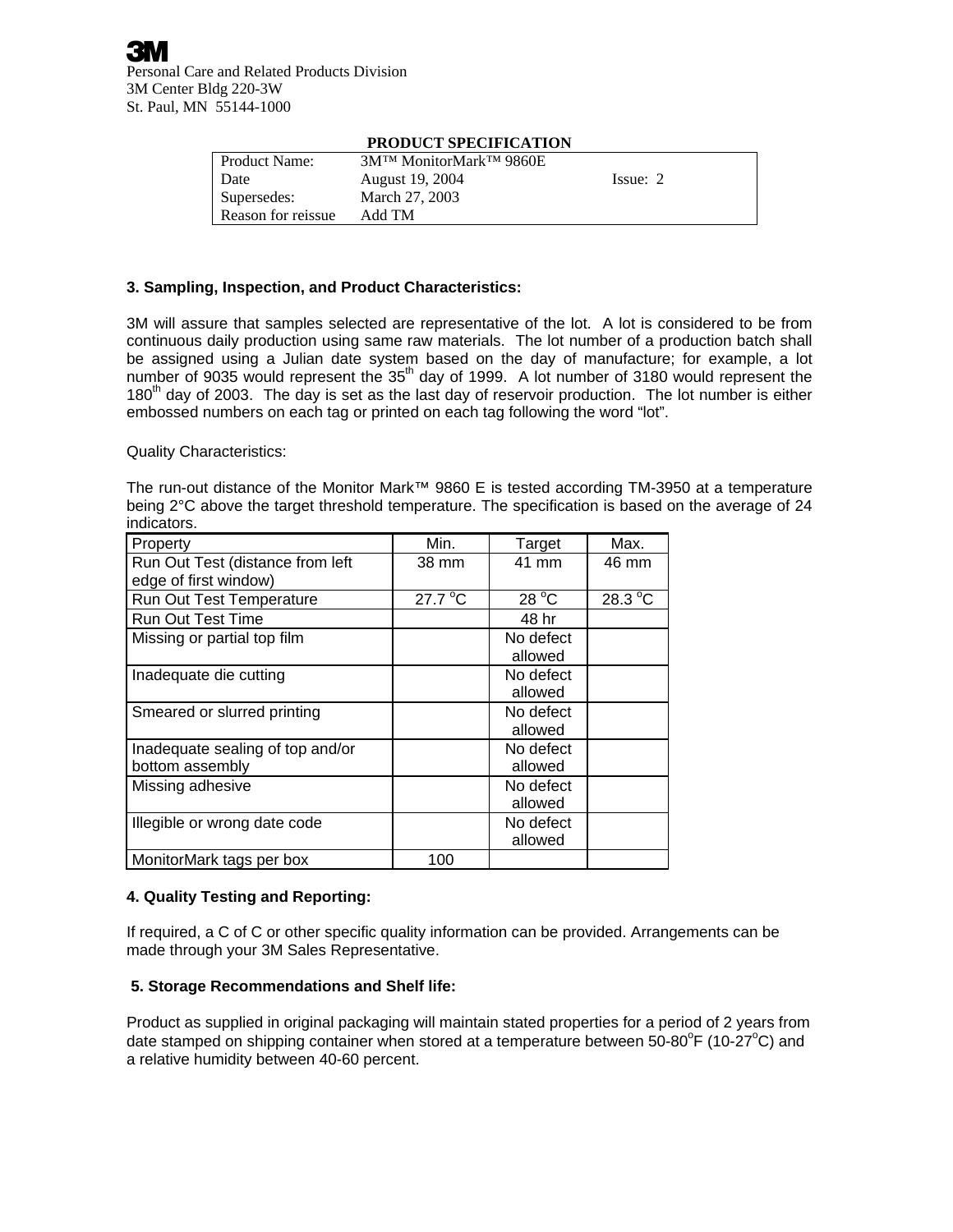3M

Personal Care and Related Products Division
3M Center Bldg 220-3W
St. Paul, MN 55144-1000

**PRODUCT SPECIFICATION**

| Product Name: | 3M™ MonitorMark™ 9860E | |
|---|---|---|
| Date | August 19, 2004 | Issue: 2 |
| Supersedes: | March 27, 2003 | |
| Reason for reissue | Add TM | |

### 3. Sampling, Inspection, and Product Characteristics:

3M will assure that samples selected are representative of the lot. A lot is considered to be from continuous daily production using same raw materials. The lot number of a production batch shall be assigned using a Julian date system based on the day of manufacture; for example, a lot number of 9035 would represent the 35th day of 1999. A lot number of 3180 would represent the 180th day of 2003. The day is set as the last day of reservoir production. The lot number is either embossed numbers on each tag or printed on each tag following the word "lot".

Quality Characteristics:

The run-out distance of the Monitor Mark™ 9860 E is tested according TM-3950 at a temperature being 2°C above the target threshold temperature. The specification is based on the average of 24 indicators.

| Property | Min. | Target | Max. |
|---|---|---|---|
| Run Out Test (distance from left edge of first window) | 38 mm | 41 mm | 46 mm |
| Run Out Test Temperature | 27.7 °C | 28 °C | 28.3 °C |
| Run Out Test Time | | 48 hr | |
| Missing or partial top film | | No defect allowed | |
| Inadequate die cutting | | No defect allowed | |
| Smeared or slurred printing | | No defect allowed | |
| Inadequate sealing of top and/or bottom assembly | | No defect allowed | |
| Missing adhesive | | No defect allowed | |
| Illegible or wrong date code | | No defect allowed | |
| MonitorMark tags per box | 100 | | |

### 4. Quality Testing and Reporting:

If required, a C of C or other specific quality information can be provided. Arrangements can be made through your 3M Sales Representative.

### 5. Storage Recommendations and Shelf life:

Product as supplied in original packaging will maintain stated properties for a period of 2 years from date stamped on shipping container when stored at a temperature between 50-80°F (10-27°C) and a relative humidity between 40-60 percent.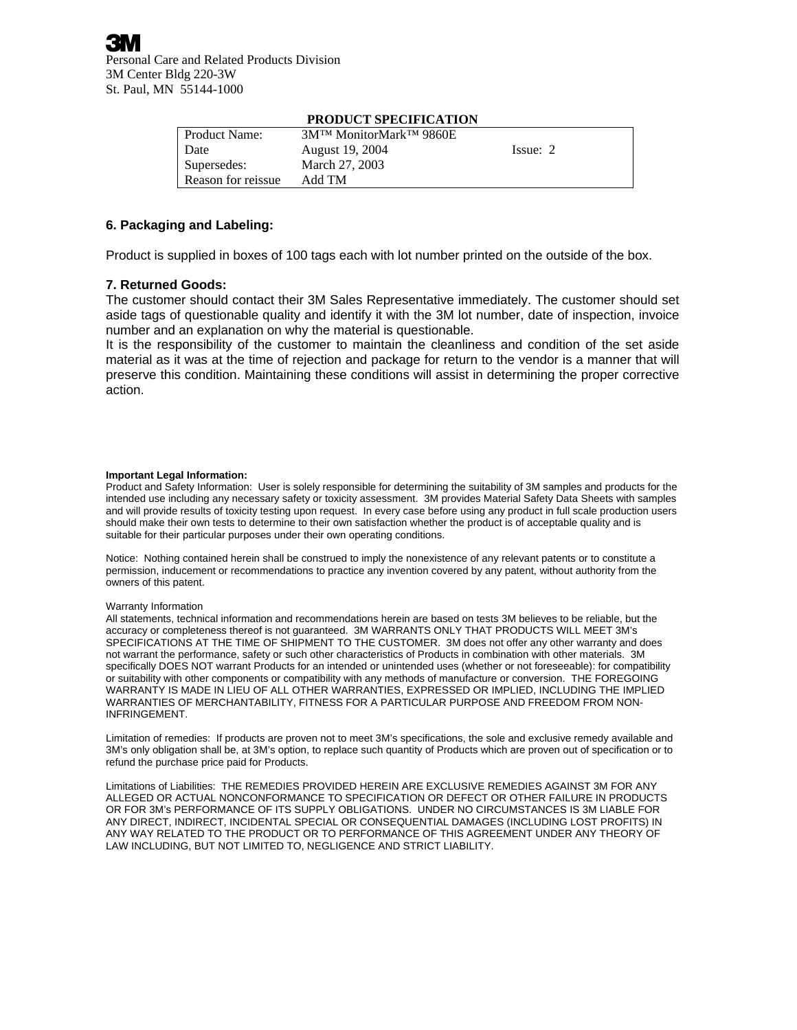3M

Personal Care and Related Products Division
3M Center Bldg 220-3W
St. Paul, MN 55144-1000

**PRODUCT SPECIFICATION**

| | | |
|---|---|---|
| Product Name: | 3M™ MonitorMark™ 9860E | |
| Date | August 19, 2004 | Issue: 2 |
| Supersedes: | March 27, 2003 | |
| Reason for reissue | Add TM | |

### 6. Packaging and Labeling:

Product is supplied in boxes of 100 tags each with lot number printed on the outside of the box.

### 7. Returned Goods:

The customer should contact their 3M Sales Representative immediately. The customer should set aside tags of questionable quality and identify it with the 3M lot number, date of inspection, invoice number and an explanation on why the material is questionable.
It is the responsibility of the customer to maintain the cleanliness and condition of the set aside material as it was at the time of rejection and package for return to the vendor is a manner that will preserve this condition. Maintaining these conditions will assist in determining the proper corrective action.

**Important Legal Information:**
Product and Safety Information: User is solely responsible for determining the suitability of 3M samples and products for the intended use including any necessary safety or toxicity assessment. 3M provides Material Safety Data Sheets with samples and will provide results of toxicity testing upon request. In every case before using any product in full scale production users should make their own tests to determine to their own satisfaction whether the product is of acceptable quality and is suitable for their particular purposes under their own operating conditions.

Notice: Nothing contained herein shall be construed to imply the nonexistence of any relevant patents or to constitute a permission, inducement or recommendations to practice any invention covered by any patent, without authority from the owners of this patent.

Warranty Information
All statements, technical information and recommendations herein are based on tests 3M believes to be reliable, but the accuracy or completeness thereof is not guaranteed. 3M WARRANTS ONLY THAT PRODUCTS WILL MEET 3M's SPECIFICATIONS AT THE TIME OF SHIPMENT TO THE CUSTOMER. 3M does not offer any other warranty and does not warrant the performance, safety or such other characteristics of Products in combination with other materials. 3M specifically DOES NOT warrant Products for an intended or unintended uses (whether or not foreseeable): for compatibility or suitability with other components or compatibility with any methods of manufacture or conversion. THE FOREGOING WARRANTY IS MADE IN LIEU OF ALL OTHER WARRANTIES, EXPRESSED OR IMPLIED, INCLUDING THE IMPLIED WARRANTIES OF MERCHANTABILITY, FITNESS FOR A PARTICULAR PURPOSE AND FREEDOM FROM NON-INFRINGEMENT.

Limitation of remedies: If products are proven not to meet 3M's specifications, the sole and exclusive remedy available and 3M's only obligation shall be, at 3M's option, to replace such quantity of Products which are proven out of specification or to refund the purchase price paid for Products.

Limitations of Liabilities: THE REMEDIES PROVIDED HEREIN ARE EXCLUSIVE REMEDIES AGAINST 3M FOR ANY ALLEGED OR ACTUAL NONCONFORMANCE TO SPECIFICATION OR DEFECT OR OTHER FAILURE IN PRODUCTS OR FOR 3M's PERFORMANCE OF ITS SUPPLY OBLIGATIONS. UNDER NO CIRCUMSTANCES IS 3M LIABLE FOR ANY DIRECT, INDIRECT, INCIDENTAL SPECIAL OR CONSEQUENTIAL DAMAGES (INCLUDING LOST PROFITS) IN ANY WAY RELATED TO THE PRODUCT OR TO PERFORMANCE OF THIS AGREEMENT UNDER ANY THEORY OF LAW INCLUDING, BUT NOT LIMITED TO, NEGLIGENCE AND STRICT LIABILITY.